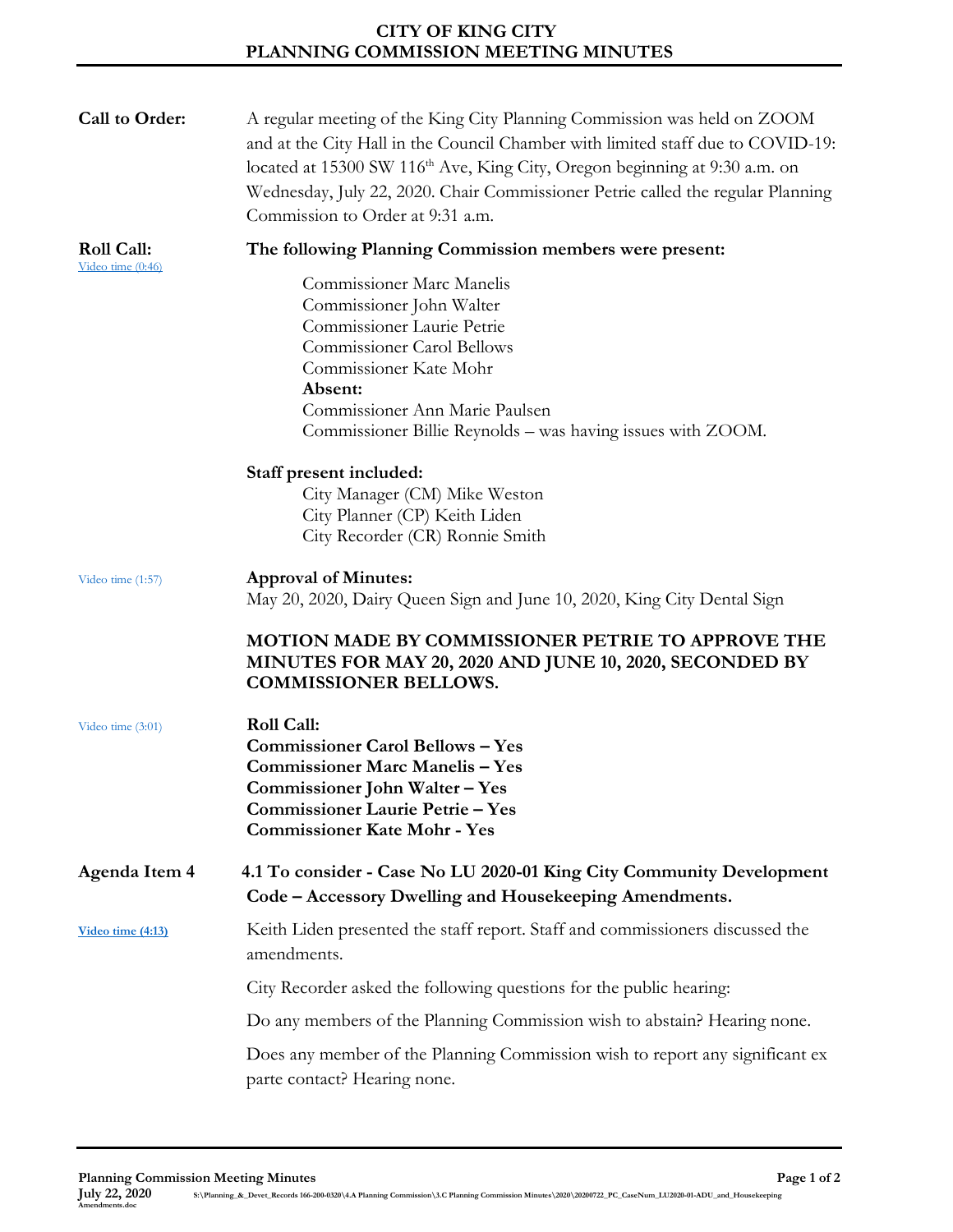# CITY OF KING CITY
# PLANNING COMMISSION MEETING MINUTES

**Call to Order:** A regular meeting of the King City Planning Commission was held on ZOOM and at the City Hall in the Council Chamber with limited staff due to COVID-19: located at 15300 SW 116th Ave, King City, Oregon beginning at 9:30 a.m. on Wednesday, July 22, 2020. Chair Commissioner Petrie called the regular Planning Commission to Order at 9:31 a.m.

**Roll Call:** Video time (0:46)

**The following Planning Commission members were present:**

Commissioner Marc Manelis
Commissioner John Walter
Commissioner Laurie Petrie
Commissioner Carol Bellows
Commissioner Kate Mohr

**Absent:**

Commissioner Ann Marie Paulsen
Commissioner Billie Reynolds – was having issues with ZOOM.

**Staff present included:**

City Manager (CM) Mike Weston
City Planner (CP) Keith Liden
City Recorder (CR) Ronnie Smith

Video time (1:57)

**Approval of Minutes:**
May 20, 2020, Dairy Queen Sign and June 10, 2020, King City Dental Sign

**MOTION MADE BY COMMISSIONER PETRIE TO APPROVE THE MINUTES FOR MAY 20, 2020 AND JUNE 10, 2020, SECONDED BY COMMISSIONER BELLOWS.**

Video time (3:01)

**Roll Call:**
**Commissioner Carol Bellows – Yes**
**Commissioner Marc Manelis – Yes**
**Commissioner John Walter – Yes**
**Commissioner Laurie Petrie – Yes**
**Commissioner Kate Mohr - Yes**

**Agenda Item 4** **4.1 To consider - Case No LU 2020-01 King City Community Development Code – Accessory Dwelling and Housekeeping Amendments.**

**Video time (4:13)**

Keith Liden presented the staff report. Staff and commissioners discussed the amendments.

City Recorder asked the following questions for the public hearing:

Do any members of the Planning Commission wish to abstain? Hearing none.

Does any member of the Planning Commission wish to report any significant ex parte contact? Hearing none.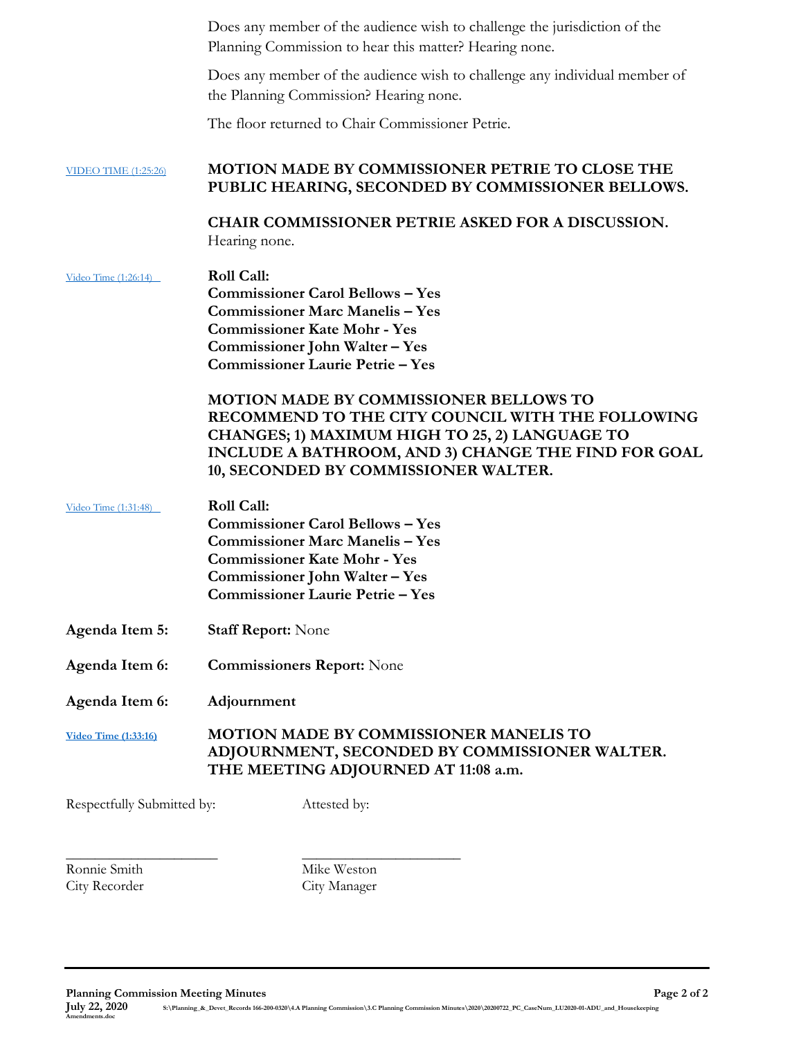Does any member of the audience wish to challenge the jurisdiction of the Planning Commission to hear this matter? Hearing none.

Does any member of the audience wish to challenge any individual member of the Planning Commission? Hearing none.

The floor returned to Chair Commissioner Petrie.

VIDEO TIME (1:25:26) **MOTION MADE BY COMMISSIONER PETRIE TO CLOSE THE PUBLIC HEARING, SECONDED BY COMMISSIONER BELLOWS.**

**CHAIR COMMISSIONER PETRIE ASKED FOR A DISCUSSION.** Hearing none.

Video Time (1:26:14) **Roll Call:**
**Commissioner Carol Bellows – Yes**
**Commissioner Marc Manelis – Yes**
**Commissioner Kate Mohr - Yes**
**Commissioner John Walter – Yes**
**Commissioner Laurie Petrie – Yes**

**MOTION MADE BY COMMISSIONER BELLOWS TO RECOMMEND TO THE CITY COUNCIL WITH THE FOLLOWING CHANGES; 1) MAXIMUM HIGH TO 25, 2) LANGUAGE TO INCLUDE A BATHROOM, AND 3) CHANGE THE FIND FOR GOAL 10, SECONDED BY COMMISSIONER WALTER.**

Video Time (1:31:48) **Roll Call:**
**Commissioner Carol Bellows – Yes**
**Commissioner Marc Manelis – Yes**
**Commissioner Kate Mohr - Yes**
**Commissioner John Walter – Yes**
**Commissioner Laurie Petrie – Yes**

**Agenda Item 5:** **Staff Report:** None

**Agenda Item 6:** **Commissioners Report:** None

**Agenda Item 6:** **Adjournment**

**Video Time (1:33:16)** **MOTION MADE BY COMMISSIONER MANELIS TO ADJOURNMENT, SECONDED BY COMMISSIONER WALTER. THE MEETING ADJOURNED AT 11:08 a.m.**

Respectfully Submitted by: Attested by:

______________________ ______________________

Ronnie Smith Mike Weston
City Recorder City Manager